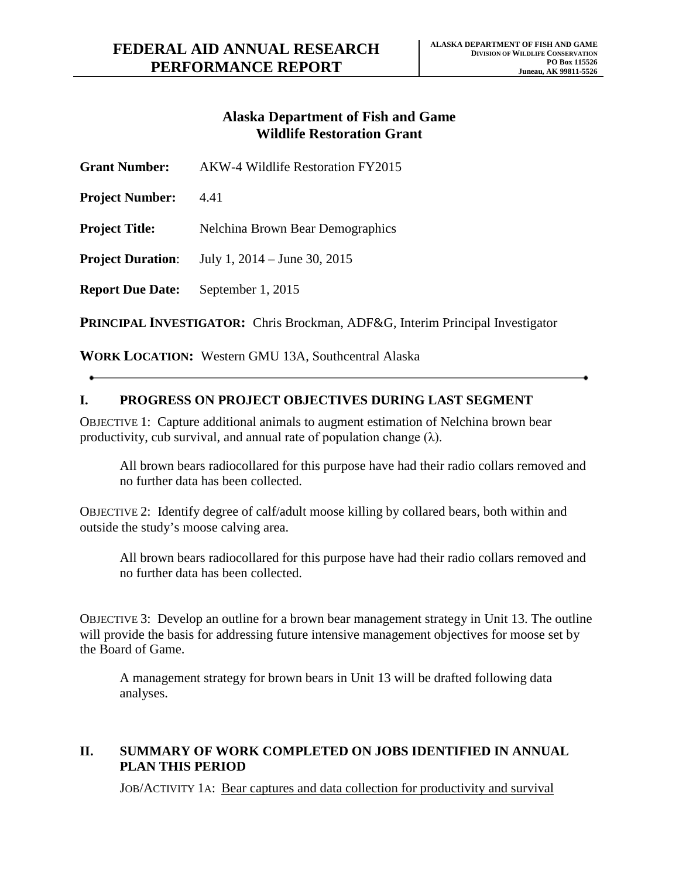# FEDERAL AID ANNUAL RESEARCH PERFORMANCE REPORT

**ALASKA DEPARTMENT OF FISH AND GAME**
**DIVISION OF WILDLIFE CONSERVATION**
**PO Box 115526**
**Juneau, AK 99811-5526**

## Alaska Department of Fish and Game Wildlife Restoration Grant

**Grant Number:** AKW-4 Wildlife Restoration FY2015

**Project Number:** 4.41

**Project Title:** Nelchina Brown Bear Demographics

**Project Duration**: July 1, 2014 – June 30, 2015

**Report Due Date:** September 1, 2015

**PRINCIPAL INVESTIGATOR:** Chris Brockman, ADF&G, Interim Principal Investigator

**WORK LOCATION:** Western GMU 13A, Southcentral Alaska

---

## I. PROGRESS ON PROJECT OBJECTIVES DURING LAST SEGMENT

OBJECTIVE 1: Capture additional animals to augment estimation of Nelchina brown bear productivity, cub survival, and annual rate of population change ($\lambda$).

> All brown bears radiocollared for this purpose have had their radio collars removed and no further data has been collected.

OBJECTIVE 2: Identify degree of calf/adult moose killing by collared bears, both within and outside the study's moose calving area.

> All brown bears radiocollared for this purpose have had their radio collars removed and no further data has been collected.

OBJECTIVE 3: Develop an outline for a brown bear management strategy in Unit 13. The outline will provide the basis for addressing future intensive management objectives for moose set by the Board of Game.

> A management strategy for brown bears in Unit 13 will be drafted following data analyses.

## II. SUMMARY OF WORK COMPLETED ON JOBS IDENTIFIED IN ANNUAL PLAN THIS PERIOD

JOB/ACTIVITY 1A: Bear captures and data collection for productivity and survival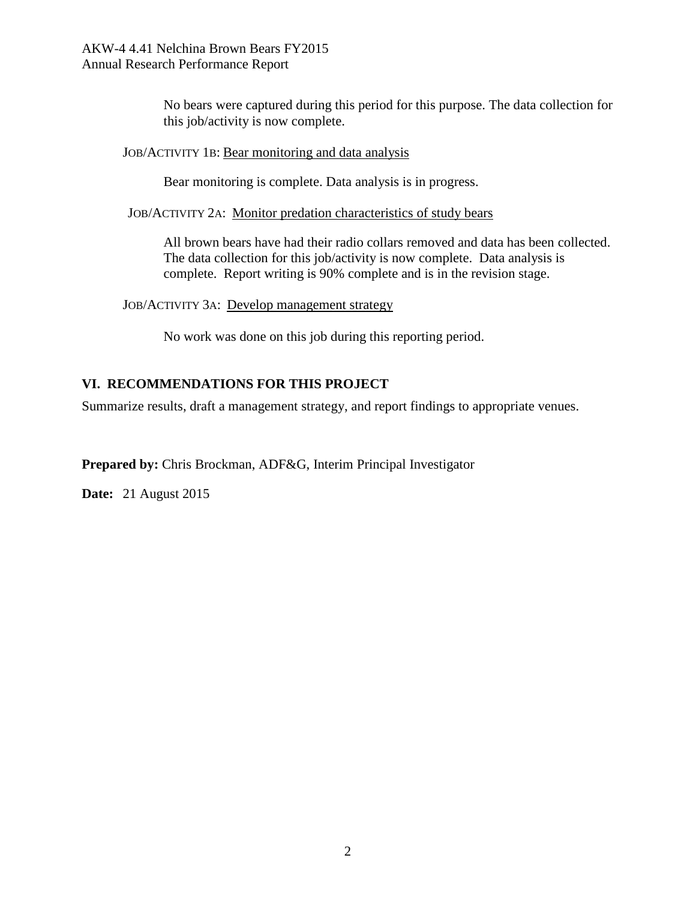No bears were captured during this period for this purpose. The data collection for this job/activity is now complete.

JOB/ACTIVITY 1B: Bear monitoring and data analysis

Bear monitoring is complete. Data analysis is in progress.

JOB/ACTIVITY 2A: Monitor predation characteristics of study bears

All brown bears have had their radio collars removed and data has been collected. The data collection for this job/activity is now complete. Data analysis is complete. Report writing is 90% complete and is in the revision stage.

JOB/ACTIVITY 3A: Develop management strategy

No work was done on this job during this reporting period.

## VI. RECOMMENDATIONS FOR THIS PROJECT

Summarize results, draft a management strategy, and report findings to appropriate venues.

**Prepared by:** Chris Brockman, ADF&G, Interim Principal Investigator

**Date:** 21 August 2015